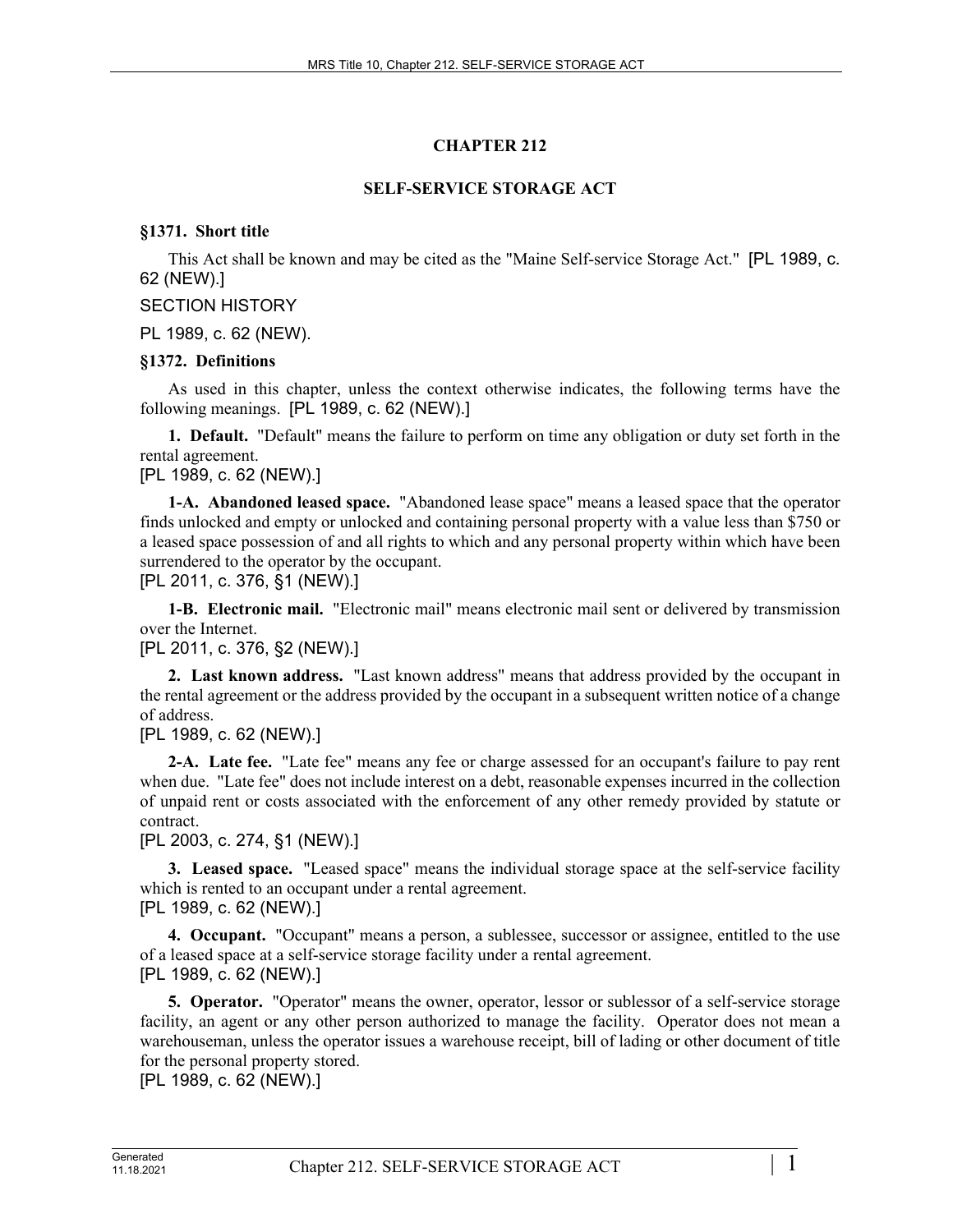# CHAPTER 212

## SELF-SERVICE STORAGE ACT

### §1371. Short title

This Act shall be known and may be cited as the "Maine Self-service Storage Act." [PL 1989, c. 62 (NEW).]

SECTION HISTORY

PL 1989, c. 62 (NEW).

### §1372. Definitions

As used in this chapter, unless the context otherwise indicates, the following terms have the following meanings. [PL 1989, c. 62 (NEW).]

**1. Default.** "Default" means the failure to perform on time any obligation or duty set forth in the rental agreement.

[PL 1989, c. 62 (NEW).]

**1-A. Abandoned leased space.** "Abandoned lease space" means a leased space that the operator finds unlocked and empty or unlocked and containing personal property with a value less than $750 or a leased space possession of and all rights to which and any personal property within which have been surrendered to the operator by the occupant.

[PL 2011, c. 376, §1 (NEW).]

**1-B. Electronic mail.** "Electronic mail" means electronic mail sent or delivered by transmission over the Internet.

[PL 2011, c. 376, §2 (NEW).]

**2. Last known address.** "Last known address" means that address provided by the occupant in the rental agreement or the address provided by the occupant in a subsequent written notice of a change of address.

[PL 1989, c. 62 (NEW).]

**2-A. Late fee.** "Late fee" means any fee or charge assessed for an occupant's failure to pay rent when due. "Late fee" does not include interest on a debt, reasonable expenses incurred in the collection of unpaid rent or costs associated with the enforcement of any other remedy provided by statute or contract.

[PL 2003, c. 274, §1 (NEW).]

**3. Leased space.** "Leased space" means the individual storage space at the self-service facility which is rented to an occupant under a rental agreement.

[PL 1989, c. 62 (NEW).]

**4. Occupant.** "Occupant" means a person, a sublessee, successor or assignee, entitled to the use of a leased space at a self-service storage facility under a rental agreement.

[PL 1989, c. 62 (NEW).]

**5. Operator.** "Operator" means the owner, operator, lessor or sublessor of a self-service storage facility, an agent or any other person authorized to manage the facility. Operator does not mean a warehouseman, unless the operator issues a warehouse receipt, bill of lading or other document of title for the personal property stored.

[PL 1989, c. 62 (NEW).]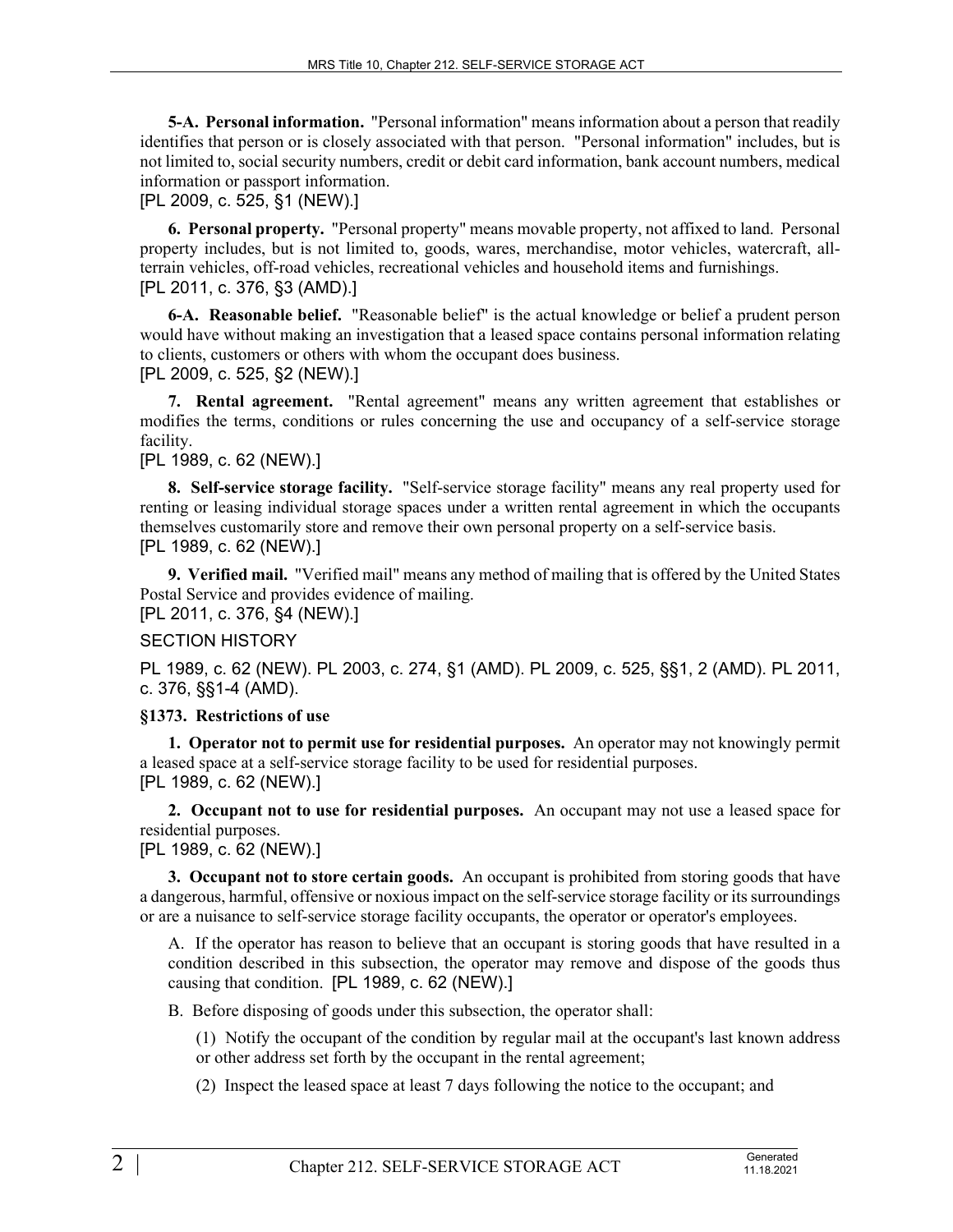**5-A. Personal information.** "Personal information" means information about a person that readily identifies that person or is closely associated with that person. "Personal information" includes, but is not limited to, social security numbers, credit or debit card information, bank account numbers, medical information or passport information.

[PL 2009, c. 525, §1 (NEW).]

**6. Personal property.** "Personal property" means movable property, not affixed to land. Personal property includes, but is not limited to, goods, wares, merchandise, motor vehicles, watercraft, all-terrain vehicles, off-road vehicles, recreational vehicles and household items and furnishings.

[PL 2011, c. 376, §3 (AMD).]

**6-A. Reasonable belief.** "Reasonable belief" is the actual knowledge or belief a prudent person would have without making an investigation that a leased space contains personal information relating to clients, customers or others with whom the occupant does business.

[PL 2009, c. 525, §2 (NEW).]

**7. Rental agreement.** "Rental agreement" means any written agreement that establishes or modifies the terms, conditions or rules concerning the use and occupancy of a self-service storage facility.

[PL 1989, c. 62 (NEW).]

**8. Self-service storage facility.** "Self-service storage facility" means any real property used for renting or leasing individual storage spaces under a written rental agreement in which the occupants themselves customarily store and remove their own personal property on a self-service basis.

[PL 1989, c. 62 (NEW).]

**9. Verified mail.** "Verified mail" means any method of mailing that is offered by the United States Postal Service and provides evidence of mailing.

[PL 2011, c. 376, §4 (NEW).]

SECTION HISTORY

PL 1989, c. 62 (NEW). PL 2003, c. 274, §1 (AMD). PL 2009, c. 525, §§1, 2 (AMD). PL 2011, c. 376, §§1-4 (AMD).

**§1373. Restrictions of use**

**1. Operator not to permit use for residential purposes.** An operator may not knowingly permit a leased space at a self-service storage facility to be used for residential purposes.

[PL 1989, c. 62 (NEW).]

**2. Occupant not to use for residential purposes.** An occupant may not use a leased space for residential purposes.

[PL 1989, c. 62 (NEW).]

**3. Occupant not to store certain goods.** An occupant is prohibited from storing goods that have a dangerous, harmful, offensive or noxious impact on the self-service storage facility or its surroundings or are a nuisance to self-service storage facility occupants, the operator or operator's employees.

A. If the operator has reason to believe that an occupant is storing goods that have resulted in a condition described in this subsection, the operator may remove and dispose of the goods thus causing that condition. [PL 1989, c. 62 (NEW).]

B. Before disposing of goods under this subsection, the operator shall:

(1) Notify the occupant of the condition by regular mail at the occupant's last known address or other address set forth by the occupant in the rental agreement;

(2) Inspect the leased space at least 7 days following the notice to the occupant; and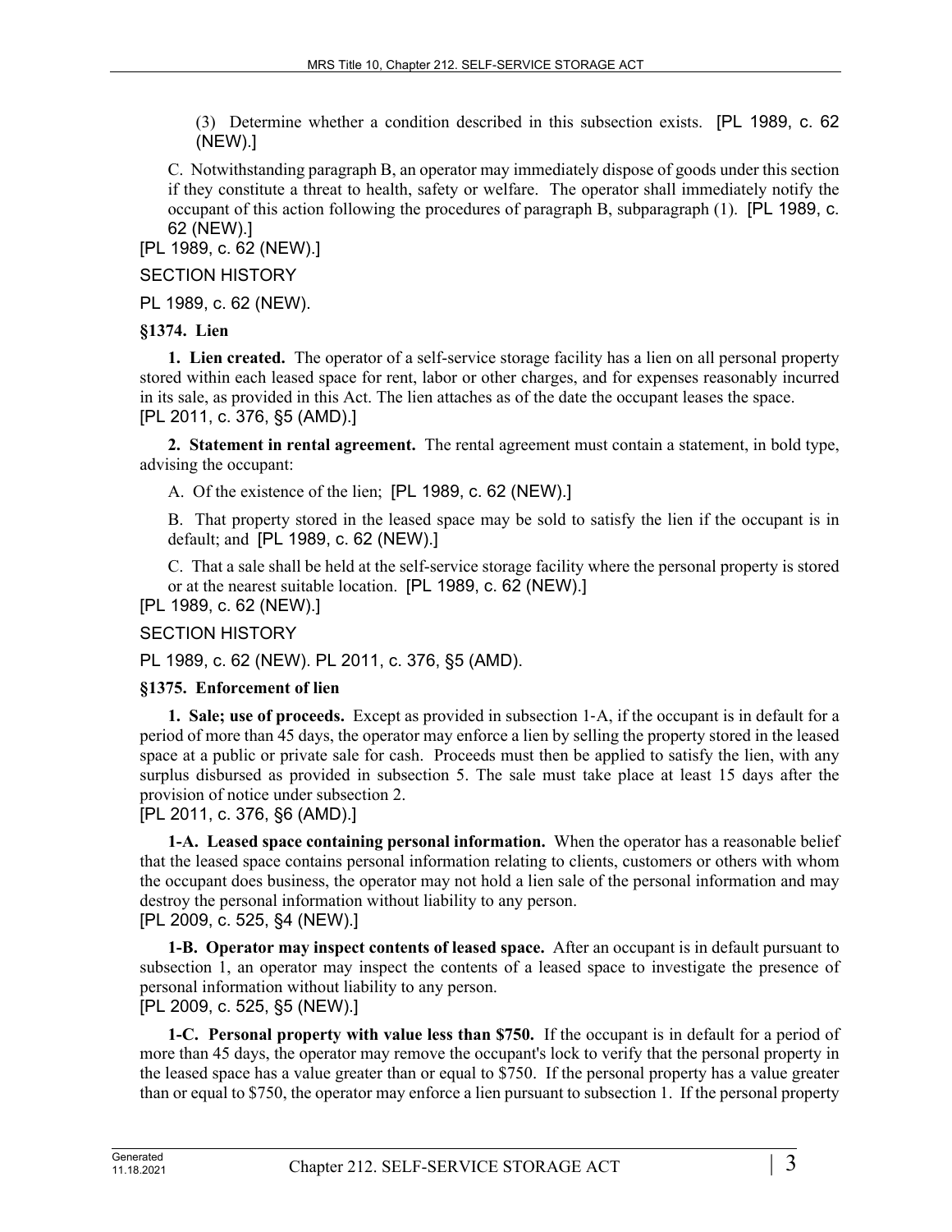(3) Determine whether a condition described in this subsection exists. [PL 1989, c. 62 (NEW).]

C. Notwithstanding paragraph B, an operator may immediately dispose of goods under this section if they constitute a threat to health, safety or welfare. The operator shall immediately notify the occupant of this action following the procedures of paragraph B, subparagraph (1). [PL 1989, c. 62 (NEW).]

[PL 1989, c. 62 (NEW).]

SECTION HISTORY

PL 1989, c. 62 (NEW).

**§1374. Lien**

**1. Lien created.** The operator of a self-service storage facility has a lien on all personal property stored within each leased space for rent, labor or other charges, and for expenses reasonably incurred in its sale, as provided in this Act. The lien attaches as of the date the occupant leases the space.
[PL 2011, c. 376, §5 (AMD).]

**2. Statement in rental agreement.** The rental agreement must contain a statement, in bold type, advising the occupant:

A. Of the existence of the lien; [PL 1989, c. 62 (NEW).]

B. That property stored in the leased space may be sold to satisfy the lien if the occupant is in default; and [PL 1989, c. 62 (NEW).]

C. That a sale shall be held at the self-service storage facility where the personal property is stored or at the nearest suitable location. [PL 1989, c. 62 (NEW).]

[PL 1989, c. 62 (NEW).]

SECTION HISTORY

PL 1989, c. 62 (NEW). PL 2011, c. 376, §5 (AMD).

**§1375. Enforcement of lien**

**1. Sale; use of proceeds.** Except as provided in subsection 1-A, if the occupant is in default for a period of more than 45 days, the operator may enforce a lien by selling the property stored in the leased space at a public or private sale for cash. Proceeds must then be applied to satisfy the lien, with any surplus disbursed as provided in subsection 5. The sale must take place at least 15 days after the provision of notice under subsection 2.
[PL 2011, c. 376, §6 (AMD).]

**1-A. Leased space containing personal information.** When the operator has a reasonable belief that the leased space contains personal information relating to clients, customers or others with whom the occupant does business, the operator may not hold a lien sale of the personal information and may destroy the personal information without liability to any person.
[PL 2009, c. 525, §4 (NEW).]

**1-B. Operator may inspect contents of leased space.** After an occupant is in default pursuant to subsection 1, an operator may inspect the contents of a leased space to investigate the presence of personal information without liability to any person.
[PL 2009, c. 525, §5 (NEW).]

**1-C. Personal property with value less than $750.** If the occupant is in default for a period of more than 45 days, the operator may remove the occupant's lock to verify that the personal property in the leased space has a value greater than or equal to $750. If the personal property has a value greater than or equal to $750, the operator may enforce a lien pursuant to subsection 1. If the personal property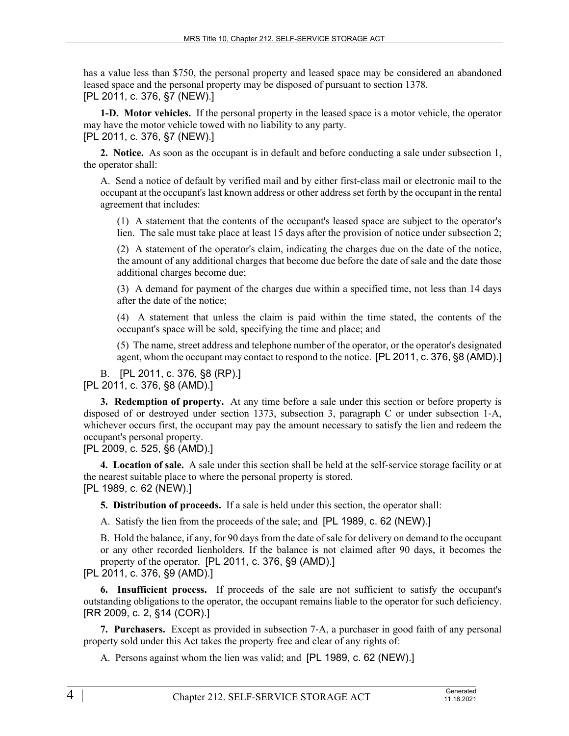has a value less than $750, the personal property and leased space may be considered an abandoned leased space and the personal property may be disposed of pursuant to section 1378.
[PL 2011, c. 376, §7 (NEW).]

**1-D. Motor vehicles.** If the personal property in the leased space is a motor vehicle, the operator may have the motor vehicle towed with no liability to any party.
[PL 2011, c. 376, §7 (NEW).]

**2. Notice.** As soon as the occupant is in default and before conducting a sale under subsection 1, the operator shall:

A. Send a notice of default by verified mail and by either first-class mail or electronic mail to the occupant at the occupant's last known address or other address set forth by the occupant in the rental agreement that includes:

(1) A statement that the contents of the occupant's leased space are subject to the operator's lien. The sale must take place at least 15 days after the provision of notice under subsection 2;

(2) A statement of the operator's claim, indicating the charges due on the date of the notice, the amount of any additional charges that become due before the date of sale and the date those additional charges become due;

(3) A demand for payment of the charges due within a specified time, not less than 14 days after the date of the notice;

(4) A statement that unless the claim is paid within the time stated, the contents of the occupant's space will be sold, specifying the time and place; and

(5) The name, street address and telephone number of the operator, or the operator's designated agent, whom the occupant may contact to respond to the notice. [PL 2011, c. 376, §8 (AMD).]

B. [PL 2011, c. 376, §8 (RP).]
[PL 2011, c. 376, §8 (AMD).]

**3. Redemption of property.** At any time before a sale under this section or before property is disposed of or destroyed under section 1373, subsection 3, paragraph C or under subsection 1-A, whichever occurs first, the occupant may pay the amount necessary to satisfy the lien and redeem the occupant's personal property.
[PL 2009, c. 525, §6 (AMD).]

**4. Location of sale.** A sale under this section shall be held at the self-service storage facility or at the nearest suitable place to where the personal property is stored.
[PL 1989, c. 62 (NEW).]

**5. Distribution of proceeds.** If a sale is held under this section, the operator shall:

A. Satisfy the lien from the proceeds of the sale; and [PL 1989, c. 62 (NEW).]

B. Hold the balance, if any, for 90 days from the date of sale for delivery on demand to the occupant or any other recorded lienholders. If the balance is not claimed after 90 days, it becomes the property of the operator. [PL 2011, c. 376, §9 (AMD).]
[PL 2011, c. 376, §9 (AMD).]

**6. Insufficient process.** If proceeds of the sale are not sufficient to satisfy the occupant's outstanding obligations to the operator, the occupant remains liable to the operator for such deficiency.
[RR 2009, c. 2, §14 (COR).]

**7. Purchasers.** Except as provided in subsection 7-A, a purchaser in good faith of any personal property sold under this Act takes the property free and clear of any rights of:

A. Persons against whom the lien was valid; and [PL 1989, c. 62 (NEW).]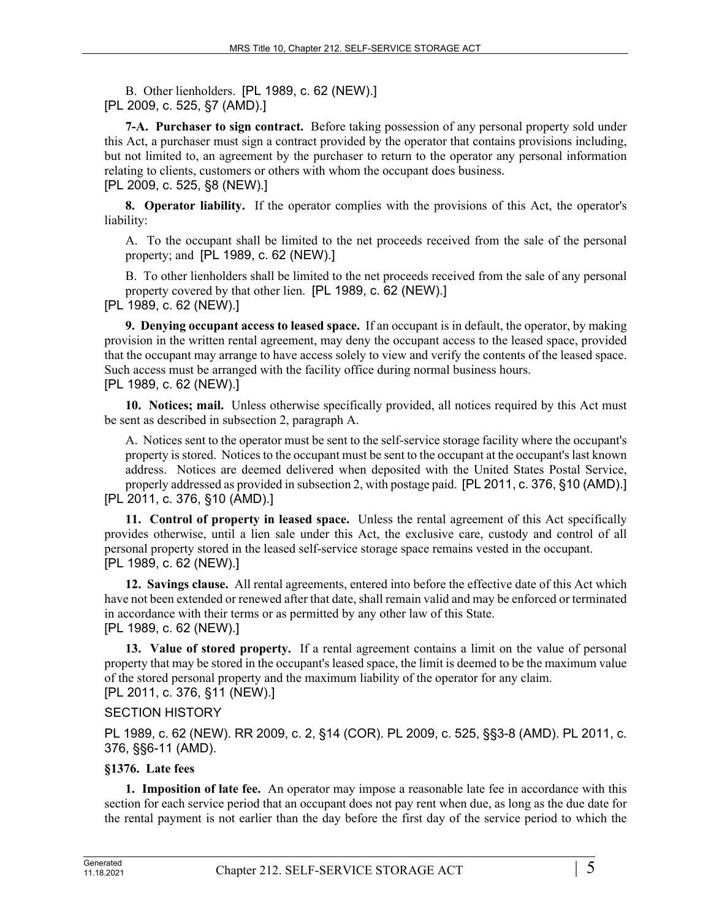B. Other lienholders. [PL 1989, c. 62 (NEW).]
[PL 2009, c. 525, §7 (AMD).]

**7-A. Purchaser to sign contract.** Before taking possession of any personal property sold under this Act, a purchaser must sign a contract provided by the operator that contains provisions including, but not limited to, an agreement by the purchaser to return to the operator any personal information relating to clients, customers or others with whom the occupant does business.
[PL 2009, c. 525, §8 (NEW).]

**8. Operator liability.** If the operator complies with the provisions of this Act, the operator's liability:

A. To the occupant shall be limited to the net proceeds received from the sale of the personal property; and [PL 1989, c. 62 (NEW).]

B. To other lienholders shall be limited to the net proceeds received from the sale of any personal property covered by that other lien. [PL 1989, c. 62 (NEW).]
[PL 1989, c. 62 (NEW).]

**9. Denying occupant access to leased space.** If an occupant is in default, the operator, by making provision in the written rental agreement, may deny the occupant access to the leased space, provided that the occupant may arrange to have access solely to view and verify the contents of the leased space. Such access must be arranged with the facility office during normal business hours.
[PL 1989, c. 62 (NEW).]

**10. Notices; mail.** Unless otherwise specifically provided, all notices required by this Act must be sent as described in subsection 2, paragraph A.

A. Notices sent to the operator must be sent to the self-service storage facility where the occupant's property is stored. Notices to the occupant must be sent to the occupant at the occupant's last known address. Notices are deemed delivered when deposited with the United States Postal Service, properly addressed as provided in subsection 2, with postage paid. [PL 2011, c. 376, §10 (AMD).]
[PL 2011, c. 376, §10 (AMD).]

**11. Control of property in leased space.** Unless the rental agreement of this Act specifically provides otherwise, until a lien sale under this Act, the exclusive care, custody and control of all personal property stored in the leased self-service storage space remains vested in the occupant.
[PL 1989, c. 62 (NEW).]

**12. Savings clause.** All rental agreements, entered into before the effective date of this Act which have not been extended or renewed after that date, shall remain valid and may be enforced or terminated in accordance with their terms or as permitted by any other law of this State.
[PL 1989, c. 62 (NEW).]

**13. Value of stored property.** If a rental agreement contains a limit on the value of personal property that may be stored in the occupant's leased space, the limit is deemed to be the maximum value of the stored personal property and the maximum liability of the operator for any claim.
[PL 2011, c. 376, §11 (NEW).]

SECTION HISTORY

PL 1989, c. 62 (NEW). RR 2009, c. 2, §14 (COR). PL 2009, c. 525, §§3-8 (AMD). PL 2011, c. 376, §§6-11 (AMD).

### §1376. Late fees

**1. Imposition of late fee.** An operator may impose a reasonable late fee in accordance with this section for each service period that an occupant does not pay rent when due, as long as the due date for the rental payment is not earlier than the day before the first day of the service period to which the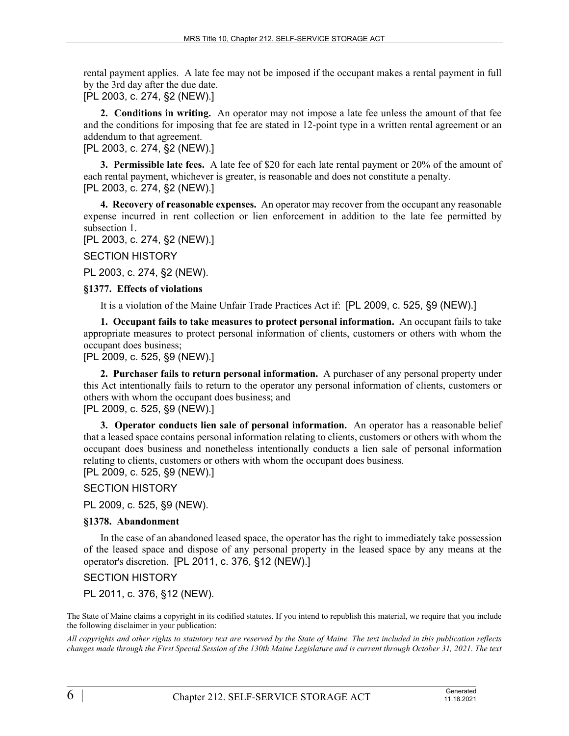rental payment applies. A late fee may not be imposed if the occupant makes a rental payment in full by the 3rd day after the due date.
[PL 2003, c. 274, §2 (NEW).]

**2. Conditions in writing.** An operator may not impose a late fee unless the amount of that fee and the conditions for imposing that fee are stated in 12-point type in a written rental agreement or an addendum to that agreement.
[PL 2003, c. 274, §2 (NEW).]

**3. Permissible late fees.** A late fee of $20 for each late rental payment or 20% of the amount of each rental payment, whichever is greater, is reasonable and does not constitute a penalty.
[PL 2003, c. 274, §2 (NEW).]

**4. Recovery of reasonable expenses.** An operator may recover from the occupant any reasonable expense incurred in rent collection or lien enforcement in addition to the late fee permitted by subsection 1.
[PL 2003, c. 274, §2 (NEW).]

SECTION HISTORY

PL 2003, c. 274, §2 (NEW).

### §1377. Effects of violations

It is a violation of the Maine Unfair Trade Practices Act if: [PL 2009, c. 525, §9 (NEW).]

**1. Occupant fails to take measures to protect personal information.** An occupant fails to take appropriate measures to protect personal information of clients, customers or others with whom the occupant does business;
[PL 2009, c. 525, §9 (NEW).]

**2. Purchaser fails to return personal information.** A purchaser of any personal property under this Act intentionally fails to return to the operator any personal information of clients, customers or others with whom the occupant does business; and
[PL 2009, c. 525, §9 (NEW).]

**3. Operator conducts lien sale of personal information.** An operator has a reasonable belief that a leased space contains personal information relating to clients, customers or others with whom the occupant does business and nonetheless intentionally conducts a lien sale of personal information relating to clients, customers or others with whom the occupant does business.
[PL 2009, c. 525, §9 (NEW).]

SECTION HISTORY

PL 2009, c. 525, §9 (NEW).

### §1378. Abandonment

In the case of an abandoned leased space, the operator has the right to immediately take possession of the leased space and dispose of any personal property in the leased space by any means at the operator's discretion. [PL 2011, c. 376, §12 (NEW).]

SECTION HISTORY

PL 2011, c. 376, §12 (NEW).

The State of Maine claims a copyright in its codified statutes. If you intend to republish this material, we require that you include the following disclaimer in your publication:

*All copyrights and other rights to statutory text are reserved by the State of Maine. The text included in this publication reflects changes made through the First Special Session of the 130th Maine Legislature and is current through October 31, 2021. The text*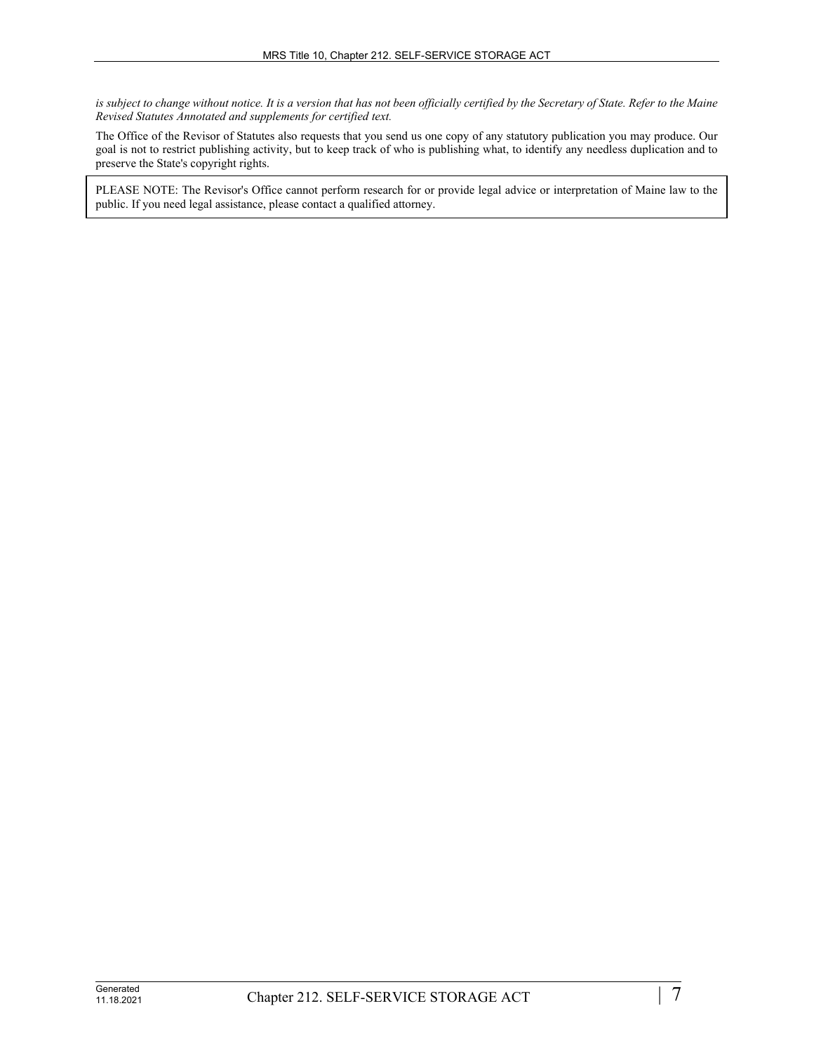*is subject to change without notice. It is a version that has not been officially certified by the Secretary of State. Refer to the Maine Revised Statutes Annotated and supplements for certified text.*

The Office of the Revisor of Statutes also requests that you send us one copy of any statutory publication you may produce. Our goal is not to restrict publishing activity, but to keep track of who is publishing what, to identify any needless duplication and to preserve the State's copyright rights.

PLEASE NOTE: The Revisor's Office cannot perform research for or provide legal advice or interpretation of Maine law to the public. If you need legal assistance, please contact a qualified attorney.